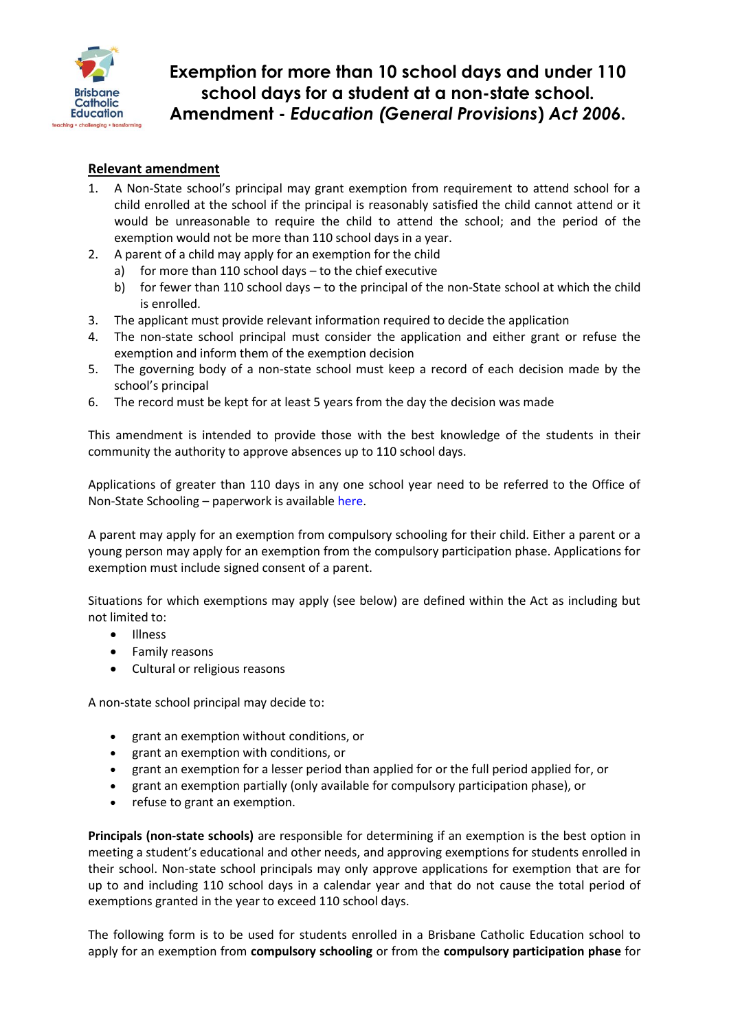# Exemption for more than 10 school days and under 110 school days for a student at a non-state school. Amendment - *Education (General Provisions) Act 2006*.

## Relevant amendment

1. A Non-State school's principal may grant exemption from requirement to attend school for a child enrolled at the school if the principal is reasonably satisfied the child cannot attend or it would be unreasonable to require the child to attend the school; and the period of the exemption would not be more than 110 school days in a year.
2. A parent of a child may apply for an exemption for the child
   a) for more than 110 school days – to the chief executive
   b) for fewer than 110 school days – to the principal of the non-State school at which the child is enrolled.
3. The applicant must provide relevant information required to decide the application
4. The non-state school principal must consider the application and either grant or refuse the exemption and inform them of the exemption decision
5. The governing body of a non-state school must keep a record of each decision made by the school's principal
6. The record must be kept for at least 5 years from the day the decision was made

This amendment is intended to provide those with the best knowledge of the students in their community the authority to approve absences up to 110 school days.

Applications of greater than 110 days in any one school year need to be referred to the Office of Non-State Schooling – paperwork is available here.

A parent may apply for an exemption from compulsory schooling for their child. Either a parent or a young person may apply for an exemption from the compulsory participation phase. Applications for exemption must include signed consent of a parent.

Situations for which exemptions may apply (see below) are defined within the Act as including but not limited to:

- Illness
- Family reasons
- Cultural or religious reasons

A non-state school principal may decide to:

- grant an exemption without conditions, or
- grant an exemption with conditions, or
- grant an exemption for a lesser period than applied for or the full period applied for, or
- grant an exemption partially (only available for compulsory participation phase), or
- refuse to grant an exemption.

**Principals (non-state schools)** are responsible for determining if an exemption is the best option in meeting a student's educational and other needs, and approving exemptions for students enrolled in their school. Non-state school principals may only approve applications for exemption that are for up to and including 110 school days in a calendar year and that do not cause the total period of exemptions granted in the year to exceed 110 school days.

The following form is to be used for students enrolled in a Brisbane Catholic Education school to apply for an exemption from **compulsory schooling** or from the **compulsory participation phase** for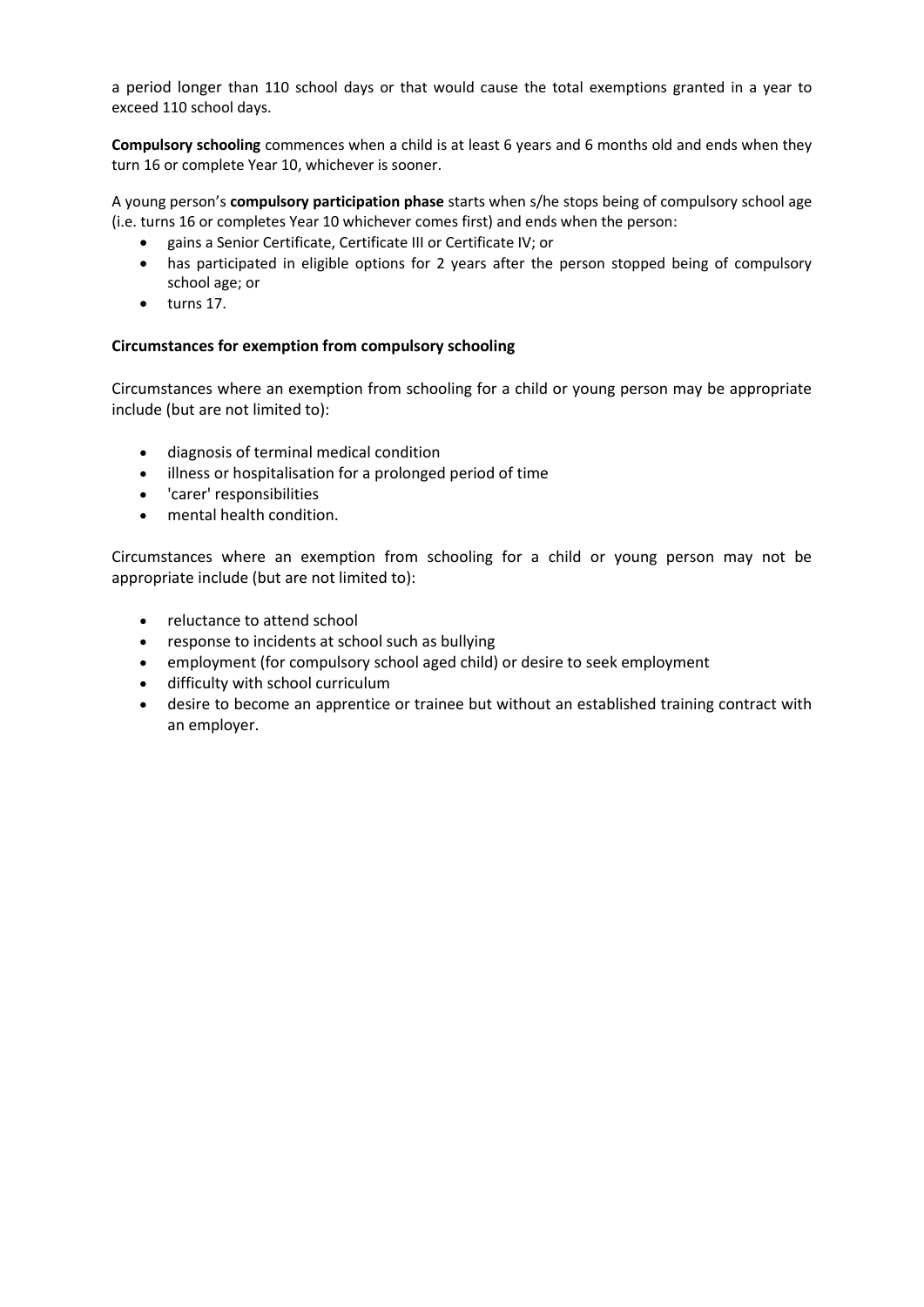a period longer than 110 school days or that would cause the total exemptions granted in a year to exceed 110 school days.

**Compulsory schooling** commences when a child is at least 6 years and 6 months old and ends when they turn 16 or complete Year 10, whichever is sooner.

A young person's **compulsory participation phase** starts when s/he stops being of compulsory school age (i.e. turns 16 or completes Year 10 whichever comes first) and ends when the person:

- gains a Senior Certificate, Certificate III or Certificate IV; or
- has participated in eligible options for 2 years after the person stopped being of compulsory school age; or
- turns 17.

**Circumstances for exemption from compulsory schooling**

Circumstances where an exemption from schooling for a child or young person may be appropriate include (but are not limited to):

- diagnosis of terminal medical condition
- illness or hospitalisation for a prolonged period of time
- 'carer' responsibilities
- mental health condition.

Circumstances where an exemption from schooling for a child or young person may not be appropriate include (but are not limited to):

- reluctance to attend school
- response to incidents at school such as bullying
- employment (for compulsory school aged child) or desire to seek employment
- difficulty with school curriculum
- desire to become an apprentice or trainee but without an established training contract with an employer.